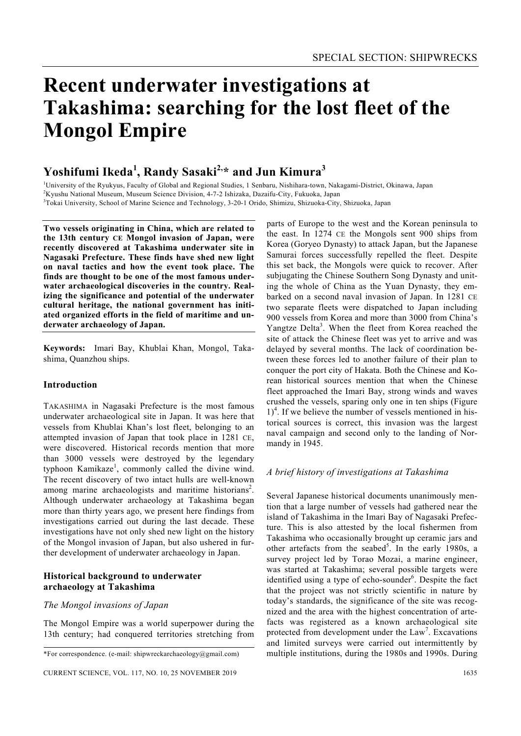# Recent underwater investigations at Takashima: searching for the lost fleet of the Mongol Empire

**Yoshifumi Ikeda[1], Randy Sasaki[2,*] and Jun Kimura[3]**

[1]University of the Ryukyus, Faculty of Global and Regional Studies, 1 Senbaru, Nishihara-town, Nakagami-District, Okinawa, Japan
[2]Kyushu National Museum, Museum Science Division, 4-7-2 Ishizaka, Dazaifu-City, Fukuoka, Japan
[3]Tokai University, School of Marine Science and Technology, 3-20-1 Orido, Shimizu, Shizuoka-City, Shizuoka, Japan

**Two vessels originating in China, which are related to the 13th century CE Mongol invasion of Japan, were recently discovered at Takashima underwater site in Nagasaki Prefecture. These finds have shed new light on naval tactics and how the event took place. The finds are thought to be one of the most famous underwater archaeological discoveries in the country. Realizing the significance and potential of the underwater cultural heritage, the national government has initiated organized efforts in the field of maritime and underwater archaeology of Japan.**

**Keywords:** Imari Bay, Khublai Khan, Mongol, Takashima, Quanzhou ships.

## Introduction

TAKASHIMA in Nagasaki Prefecture is the most famous underwater archaeological site in Japan. It was here that vessels from Khublai Khan's lost fleet, belonging to an attempted invasion of Japan that took place in 1281 CE, were discovered. Historical records mention that more than 3000 vessels were destroyed by the legendary typhoon Kamikaze[1], commonly called the divine wind. The recent discovery of two intact hulls are well-known among marine archaeologists and maritime historians[2]. Although underwater archaeology at Takashima began more than thirty years ago, we present here findings from investigations carried out during the last decade. These investigations have not only shed new light on the history of the Mongol invasion of Japan, but also ushered in further development of underwater archaeology in Japan.

## Historical background to underwater archaeology at Takashima

### *The Mongol invasions of Japan*

The Mongol Empire was a world superpower during the 13th century; had conquered territories stretching from parts of Europe to the west and the Korean peninsula to the east. In 1274 CE the Mongols sent 900 ships from Korea (Goryeo Dynasty) to attack Japan, but the Japanese Samurai forces successfully repelled the fleet. Despite this set back, the Mongols were quick to recover. After subjugating the Chinese Southern Song Dynasty and uniting the whole of China as the Yuan Dynasty, they embarked on a second naval invasion of Japan. In 1281 CE two separate fleets were dispatched to Japan including 900 vessels from Korea and more than 3000 from China's Yangtze Delta[3]. When the fleet from Korea reached the site of attack the Chinese fleet was yet to arrive and was delayed by several months. The lack of coordination between these forces led to another failure of their plan to conquer the port city of Hakata. Both the Chinese and Korean historical sources mention that when the Chinese fleet approached the Imari Bay, strong winds and waves crushed the vessels, sparing only one in ten ships (Figure 1)[4]. If we believe the number of vessels mentioned in historical sources is correct, this invasion was the largest naval campaign and second only to the landing of Normandy in 1945.

### *A brief history of investigations at Takashima*

Several Japanese historical documents unanimously mention that a large number of vessels had gathered near the island of Takashima in the Imari Bay of Nagasaki Prefecture. This is also attested by the local fishermen from Takashima who occasionally brought up ceramic jars and other artefacts from the seabed[5]. In the early 1980s, a survey project led by Torao Mozai, a marine engineer, was started at Takashima; several possible targets were identified using a type of echo-sounder[6]. Despite the fact that the project was not strictly scientific in nature by today's standards, the significance of the site was recognized and the area with the highest concentration of artefacts was registered as a known archaeological site protected from development under the Law[7]. Excavations and limited surveys were carried out intermittently by multiple institutions, during the 1980s and 1990s. During

*For correspondence. (e-mail: shipwreckarchaeology@gmail.com)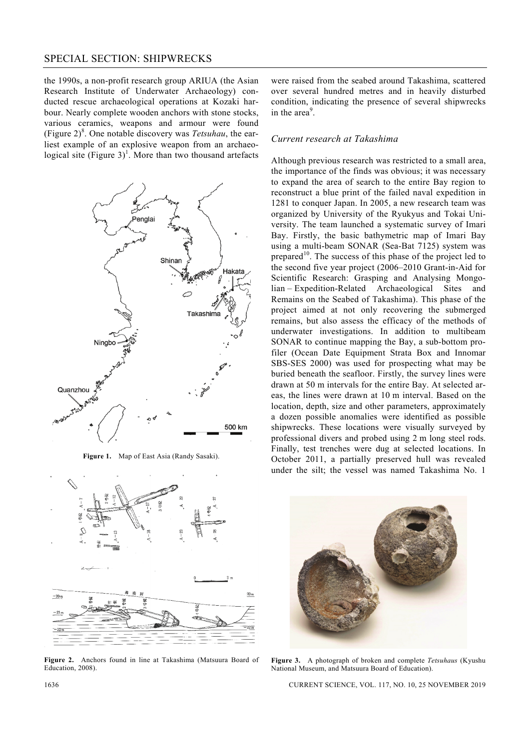the 1990s, a non-profit research group ARIUA (the Asian Research Institute of Underwater Archaeology) conducted rescue archaeological operations at Kozaki harbour. Nearly complete wooden anchors with stone stocks, various ceramics, weapons and armour were found (Figure 2)[8]. One notable discovery was *Tetsuhau*, the earliest example of an explosive weapon from an archaeological site (Figure 3)[1]. More than two thousand artefacts were raised from the seabed around Takashima, scattered over several hundred metres and in heavily disturbed condition, indicating the presence of several shipwrecks in the area[9].

**Figure 1.** Map of East Asia (Randy Sasaki).

**Figure 2.** Anchors found in line at Takashima (Matsuura Board of Education, 2008).

### *Current research at Takashima*

Although previous research was restricted to a small area, the importance of the finds was obvious; it was necessary to expand the area of search to the entire Bay region to reconstruct a blue print of the failed naval expedition in 1281 to conquer Japan. In 2005, a new research team was organized by University of the Ryukyus and Tokai University. The team launched a systematic survey of Imari Bay. Firstly, the basic bathymetric map of Imari Bay using a multi-beam SONAR (Sea-Bat 7125) system was prepared[10]. The success of this phase of the project led to the second five year project (2006–2010 Grant-in-Aid for Scientific Research: Grasping and Analysing Mongolian – Expedition-Related Archaeological Sites and Remains on the Seabed of Takashima). This phase of the project aimed at not only recovering the submerged remains, but also assess the efficacy of the methods of underwater investigations. In addition to multibeam SONAR to continue mapping the Bay, a sub-bottom profiler (Ocean Date Equipment Strata Box and Innomar SBS-SES 2000) was used for prospecting what may be buried beneath the seafloor. Firstly, the survey lines were drawn at 50 m intervals for the entire Bay. At selected areas, the lines were drawn at 10 m interval. Based on the location, depth, size and other parameters, approximately a dozen possible anomalies were identified as possible shipwrecks. These locations were visually surveyed by professional divers and probed using 2 m long steel rods. Finally, test trenches were dug at selected locations. In October 2011, a partially preserved hull was revealed under the silt; the vessel was named Takashima No. 1

**Figure 3.** A photograph of broken and complete *Tetsuhaus* (Kyushu National Museum, and Matsuura Board of Education).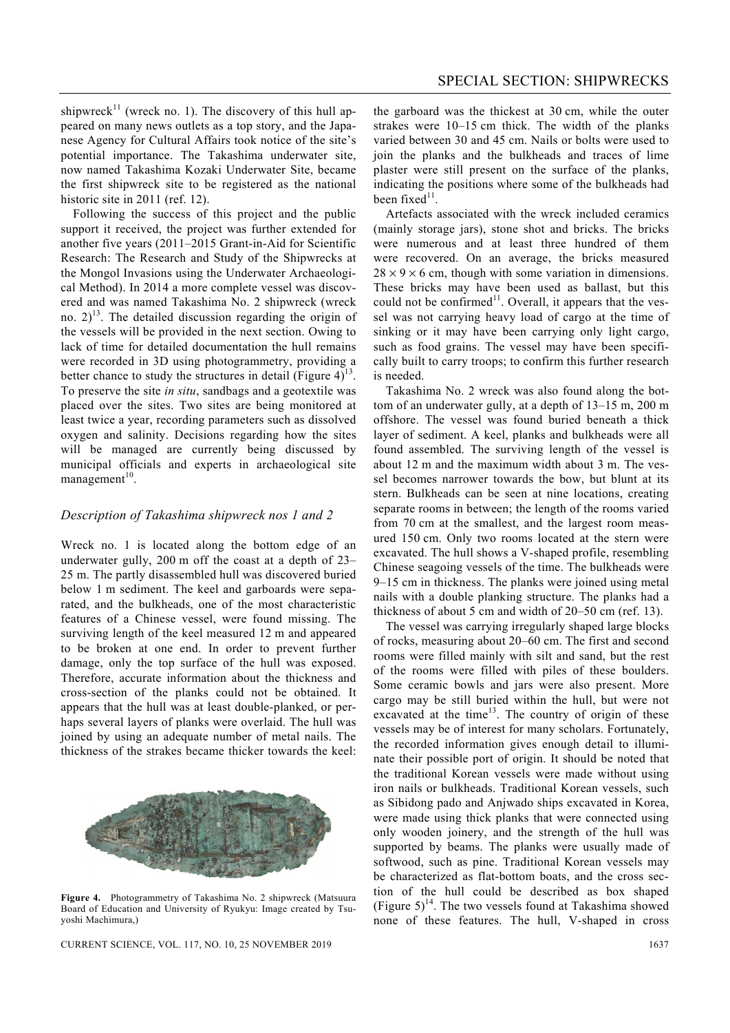shipwreck[11] (wreck no. 1). The discovery of this hull appeared on many news outlets as a top story, and the Japanese Agency for Cultural Affairs took notice of the site's potential importance. The Takashima underwater site, now named Takashima Kozaki Underwater Site, became the first shipwreck site to be registered as the national historic site in 2011 (ref. 12).

Following the success of this project and the public support it received, the project was further extended for another five years (2011–2015 Grant-in-Aid for Scientific Research: The Research and Study of the Shipwrecks at the Mongol Invasions using the Underwater Archaeological Method). In 2014 a more complete vessel was discovered and was named Takashima No. 2 shipwreck (wreck no. 2)[13]. The detailed discussion regarding the origin of the vessels will be provided in the next section. Owing to lack of time for detailed documentation the hull remains were recorded in 3D using photogrammetry, providing a better chance to study the structures in detail (Figure 4)[13]. To preserve the site *in situ*, sandbags and a geotextile was placed over the sites. Two sites are being monitored at least twice a year, recording parameters such as dissolved oxygen and salinity. Decisions regarding how the sites will be managed are currently being discussed by municipal officials and experts in archaeological site management[10].

### Description of Takashima shipwreck nos 1 and 2

Wreck no. 1 is located along the bottom edge of an underwater gully, 200 m off the coast at a depth of 23–25 m. The partly disassembled hull was discovered buried below 1 m sediment. The keel and garboards were separated, and the bulkheads, one of the most characteristic features of a Chinese vessel, were found missing. The surviving length of the keel measured 12 m and appeared to be broken at one end. In order to prevent further damage, only the top surface of the hull was exposed. Therefore, accurate information about the thickness and cross-section of the planks could not be obtained. It appears that the hull was at least double-planked, or perhaps several layers of planks were overlaid. The hull was joined by using an adequate number of metal nails. The thickness of the strakes became thicker towards the keel:

**Figure 4.** Photogrammetry of Takashima No. 2 shipwreck (Matsuura Board of Education and University of Ryukyu: Image created by Tsuyoshi Machimura,)

the garboard was the thickest at 30 cm, while the outer strakes were 10–15 cm thick. The width of the planks varied between 30 and 45 cm. Nails or bolts were used to join the planks and the bulkheads and traces of lime plaster were still present on the surface of the planks, indicating the positions where some of the bulkheads had been fixed[11].

Artefacts associated with the wreck included ceramics (mainly storage jars), stone shot and bricks. The bricks were numerous and at least three hundred of them were recovered. On an average, the bricks measured $28 \times 9 \times 6$ cm, though with some variation in dimensions. These bricks may have been used as ballast, but this could not be confirmed[11]. Overall, it appears that the vessel was not carrying heavy load of cargo at the time of sinking or it may have been carrying only light cargo, such as food grains. The vessel may have been specifically built to carry troops; to confirm this further research is needed.

Takashima No. 2 wreck was also found along the bottom of an underwater gully, at a depth of 13–15 m, 200 m offshore. The vessel was found buried beneath a thick layer of sediment. A keel, planks and bulkheads were all found assembled. The surviving length of the vessel is about 12 m and the maximum width about 3 m. The vessel becomes narrower towards the bow, but blunt at its stern. Bulkheads can be seen at nine locations, creating separate rooms in between; the length of the rooms varied from 70 cm at the smallest, and the largest room measured 150 cm. Only two rooms located at the stern were excavated. The hull shows a V-shaped profile, resembling Chinese seagoing vessels of the time. The bulkheads were 9–15 cm in thickness. The planks were joined using metal nails with a double planking structure. The planks had a thickness of about 5 cm and width of 20–50 cm (ref. 13).

The vessel was carrying irregularly shaped large blocks of rocks, measuring about 20–60 cm. The first and second rooms were filled mainly with silt and sand, but the rest of the rooms were filled with piles of these boulders. Some ceramic bowls and jars were also present. More cargo may be still buried within the hull, but were not excavated at the time[13]. The country of origin of these vessels may be of interest for many scholars. Fortunately, the recorded information gives enough detail to illuminate their possible port of origin. It should be noted that the traditional Korean vessels were made without using iron nails or bulkheads. Traditional Korean vessels, such as Sibidong pado and Anjwado ships excavated in Korea, were made using thick planks that were connected using only wooden joinery, and the strength of the hull was supported by beams. The planks were usually made of softwood, such as pine. Traditional Korean vessels may be characterized as flat-bottom boats, and the cross section of the hull could be described as box shaped (Figure 5)[14]. The two vessels found at Takashima showed none of these features. The hull, V-shaped in cross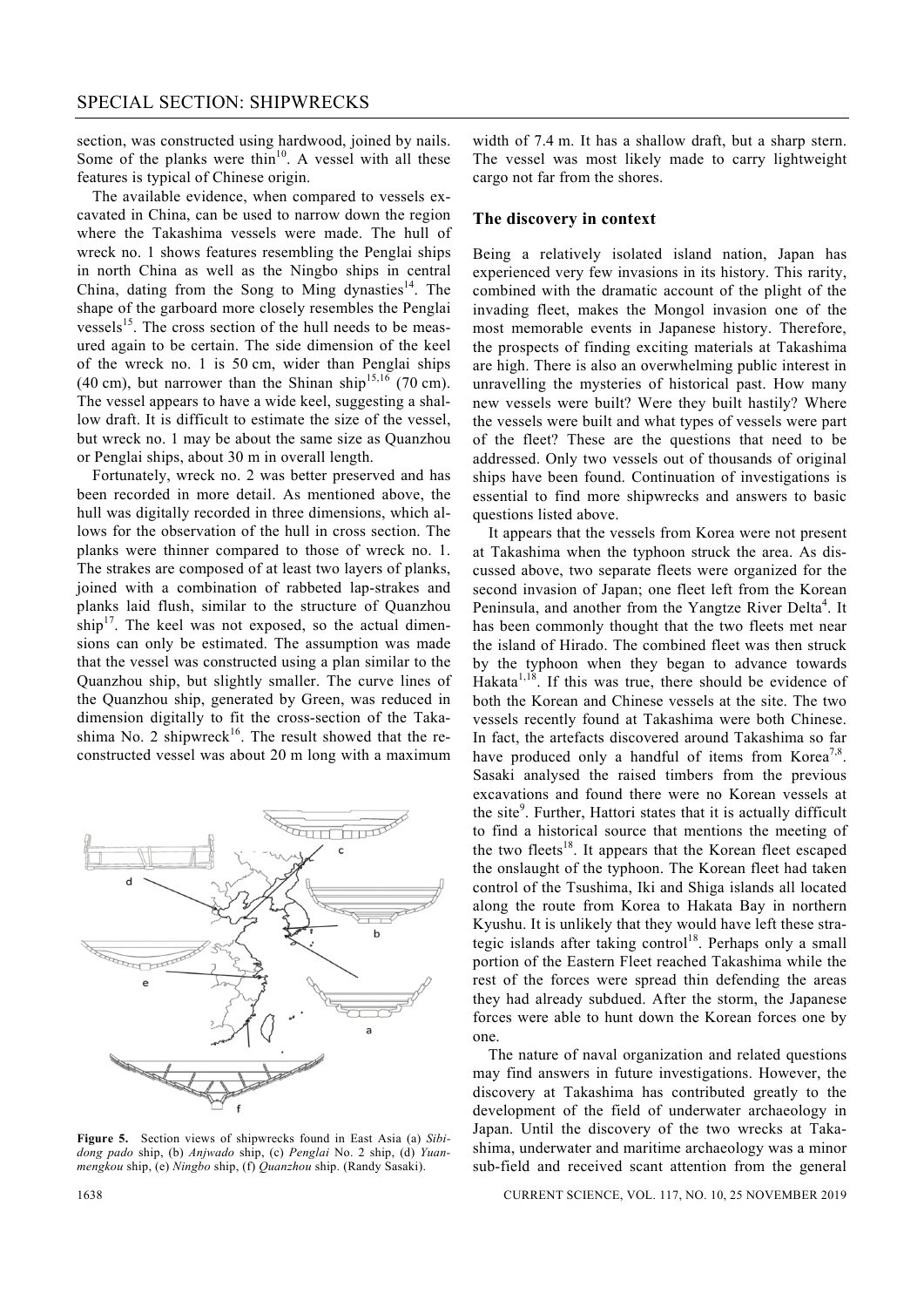section, was constructed using hardwood, joined by nails. Some of the planks were thin[10]. A vessel with all these features is typical of Chinese origin.

The available evidence, when compared to vessels excavated in China, can be used to narrow down the region where the Takashima vessels were made. The hull of wreck no. 1 shows features resembling the Penglai ships in north China as well as the Ningbo ships in central China, dating from the Song to Ming dynasties[14]. The shape of the garboard more closely resembles the Penglai vessels[15]. The cross section of the hull needs to be measured again to be certain. The side dimension of the keel of the wreck no. 1 is 50 cm, wider than Penglai ships (40 cm), but narrower than the Shinan ship[15,16] (70 cm). The vessel appears to have a wide keel, suggesting a shallow draft. It is difficult to estimate the size of the vessel, but wreck no. 1 may be about the same size as Quanzhou or Penglai ships, about 30 m in overall length.

Fortunately, wreck no. 2 was better preserved and has been recorded in more detail. As mentioned above, the hull was digitally recorded in three dimensions, which allows for the observation of the hull in cross section. The planks were thinner compared to those of wreck no. 1. The strakes are composed of at least two layers of planks, joined with a combination of rabbeted lap-strakes and planks laid flush, similar to the structure of Quanzhou ship[17]. The keel was not exposed, so the actual dimensions can only be estimated. The assumption was made that the vessel was constructed using a plan similar to the Quanzhou ship, but slightly smaller. The curve lines of the Quanzhou ship, generated by Green, was reduced in dimension digitally to fit the cross-section of the Takashima No. 2 shipwreck[16]. The result showed that the reconstructed vessel was about 20 m long with a maximum width of 7.4 m. It has a shallow draft, but a sharp stern. The vessel was most likely made to carry lightweight cargo not far from the shores.

**Figure 5.** Section views of shipwrecks found in East Asia (a) *Sibidong pado* ship, (b) *Anjwado* ship, (c) *Penglai* No. 2 ship, (d) *Yuanmengkou* ship, (e) *Ningbo* ship, (f) *Quanzhou* ship. (Randy Sasaki).

## The discovery in context

Being a relatively isolated island nation, Japan has experienced very few invasions in its history. This rarity, combined with the dramatic account of the plight of the invading fleet, makes the Mongol invasion one of the most memorable events in Japanese history. Therefore, the prospects of finding exciting materials at Takashima are high. There is also an overwhelming public interest in unravelling the mysteries of historical past. How many new vessels were built? Were they built hastily? Where the vessels were built and what types of vessels were part of the fleet? These are the questions that need to be addressed. Only two vessels out of thousands of original ships have been found. Continuation of investigations is essential to find more shipwrecks and answers to basic questions listed above.

It appears that the vessels from Korea were not present at Takashima when the typhoon struck the area. As discussed above, two separate fleets were organized for the second invasion of Japan; one fleet left from the Korean Peninsula, and another from the Yangtze River Delta[4]. It has been commonly thought that the two fleets met near the island of Hirado. The combined fleet was then struck by the typhoon when they began to advance towards Hakata[1,18]. If this was true, there should be evidence of both the Korean and Chinese vessels at the site. The two vessels recently found at Takashima were both Chinese. In fact, the artefacts discovered around Takashima so far have produced only a handful of items from Korea[7,8]. Sasaki analysed the raised timbers from the previous excavations and found there were no Korean vessels at the site[9]. Further, Hattori states that it is actually difficult to find a historical source that mentions the meeting of the two fleets[18]. It appears that the Korean fleet escaped the onslaught of the typhoon. The Korean fleet had taken control of the Tsushima, Iki and Shiga islands all located along the route from Korea to Hakata Bay in northern Kyushu. It is unlikely that they would have left these strategic islands after taking control[18]. Perhaps only a small portion of the Eastern Fleet reached Takashima while the rest of the forces were spread thin defending the areas they had already subdued. After the storm, the Japanese forces were able to hunt down the Korean forces one by one.

The nature of naval organization and related questions may find answers in future investigations. However, the discovery at Takashima has contributed greatly to the development of the field of underwater archaeology in Japan. Until the discovery of the two wrecks at Takashima, underwater and maritime archaeology was a minor sub-field and received scant attention from the general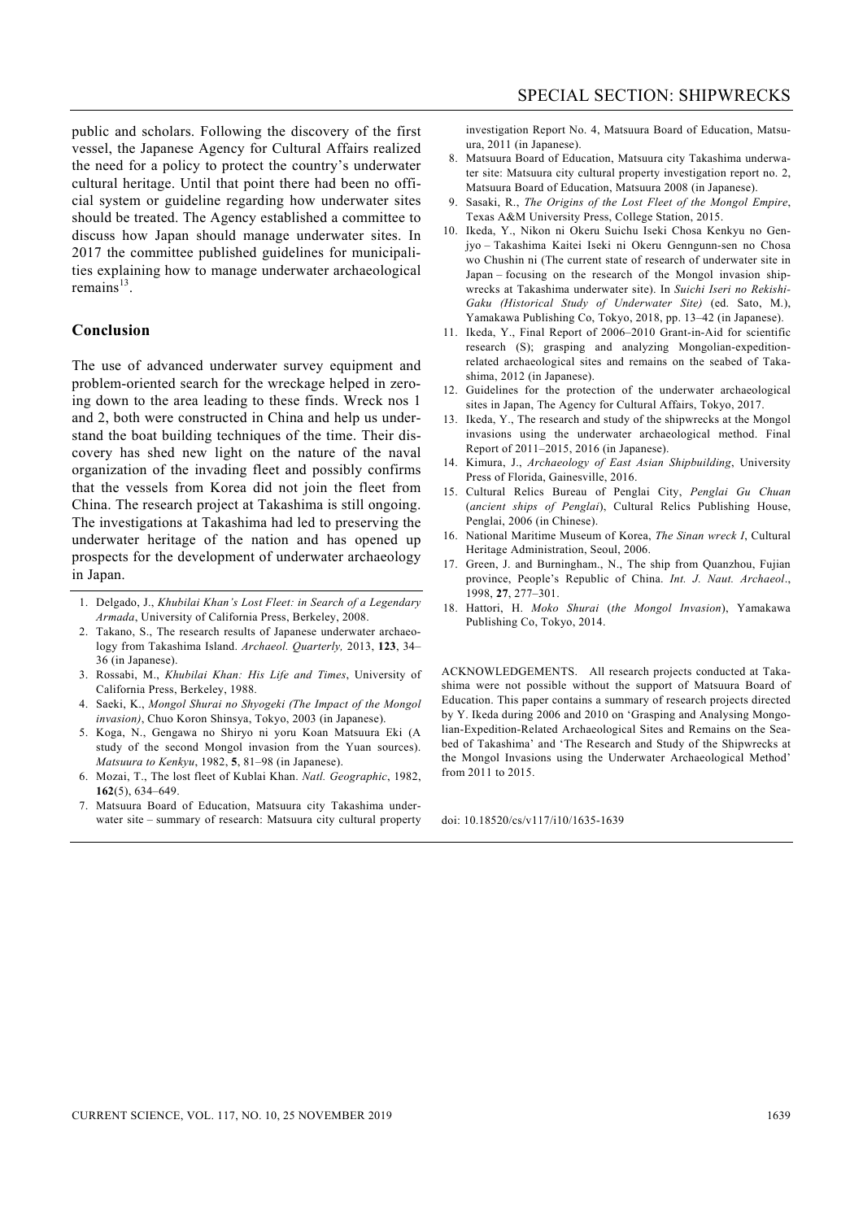public and scholars. Following the discovery of the first vessel, the Japanese Agency for Cultural Affairs realized the need for a policy to protect the country's underwater cultural heritage. Until that point there had been no official system or guideline regarding how underwater sites should be treated. The Agency established a committee to discuss how Japan should manage underwater sites. In 2017 the committee published guidelines for municipalities explaining how to manage underwater archaeological remains[13].

## Conclusion

The use of advanced underwater survey equipment and problem-oriented search for the wreckage helped in zeroing down to the area leading to these finds. Wreck nos 1 and 2, both were constructed in China and help us understand the boat building techniques of the time. Their discovery has shed new light on the nature of the naval organization of the invading fleet and possibly confirms that the vessels from Korea did not join the fleet from China. The research project at Takashima is still ongoing. The investigations at Takashima had led to preserving the underwater heritage of the nation and has opened up prospects for the development of underwater archaeology in Japan.

1. Delgado, J., *Khubilai Khan's Lost Fleet: in Search of a Legendary Armada*, University of California Press, Berkeley, 2008.
2. Takano, S., The research results of Japanese underwater archaeology from Takashima Island. *Archaeol. Quarterly,* 2013, **123**, 34–36 (in Japanese).
3. Rossabi, M., *Khubilai Khan: His Life and Times*, University of California Press, Berkeley, 1988.
4. Saeki, K., *Mongol Shurai no Shyogeki (The Impact of the Mongol invasion)*, Chuo Koron Shinsya, Tokyo, 2003 (in Japanese).
5. Koga, N., Gengawa no Shiryo ni yoru Koan Matsuura Eki (A study of the second Mongol invasion from the Yuan sources). *Matsuura to Kenkyu*, 1982, **5**, 81–98 (in Japanese).
6. Mozai, T., The lost fleet of Kublai Khan. *Natl. Geographic*, 1982, **162**(5), 634–649.
7. Matsuura Board of Education, Matsuura city Takashima underwater site – summary of research: Matsuura city cultural property investigation Report No. 4, Matsuura Board of Education, Matsuura, 2011 (in Japanese).
8. Matsuura Board of Education, Matsuura city Takashima underwater site: Matsuura city cultural property investigation report no. 2, Matsuura Board of Education, Matsuura 2008 (in Japanese).
9. Sasaki, R., *The Origins of the Lost Fleet of the Mongol Empire*, Texas A&M University Press, College Station, 2015.
10. Ikeda, Y., Nikon ni Okeru Suichu Iseki Chosa Kenkyu no Genjyo – Takashima Kaitei Iseki ni Okeru Genngunn-sen no Chosa wo Chushin ni (The current state of research of underwater site in Japan – focusing on the research of the Mongol invasion shipwrecks at Takashima underwater site). In *Suichi Iseri no Rekishi-Gaku (Historical Study of Underwater Site)* (ed. Sato, M.), Yamakawa Publishing Co, Tokyo, 2018, pp. 13–42 (in Japanese).
11. Ikeda, Y., Final Report of 2006–2010 Grant-in-Aid for scientific research (S); grasping and analyzing Mongolian-expedition-related archaeological sites and remains on the seabed of Takashima, 2012 (in Japanese).
12. Guidelines for the protection of the underwater archaeological sites in Japan, The Agency for Cultural Affairs, Tokyo, 2017.
13. Ikeda, Y., The research and study of the shipwrecks at the Mongol invasions using the underwater archaeological method. Final Report of 2011–2015, 2016 (in Japanese).
14. Kimura, J., *Archaeology of East Asian Shipbuilding*, University Press of Florida, Gainesville, 2016.
15. Cultural Relics Bureau of Penglai City, *Penglai Gu Chuan* (*ancient ships of Penglai*), Cultural Relics Publishing House, Penglai, 2006 (in Chinese).
16. National Maritime Museum of Korea, *The Sinan wreck I*, Cultural Heritage Administration, Seoul, 2006.
17. Green, J. and Burningham., N., The ship from Quanzhou, Fujian province, People's Republic of China. *Int. J. Naut. Archaeol*., 1998, **27**, 277–301.
18. Hattori, H. *Moko Shurai* (*the Mongol Invasion*), Yamakawa Publishing Co, Tokyo, 2014.

ACKNOWLEDGEMENTS. All research projects conducted at Takashima were not possible without the support of Matsuura Board of Education. This paper contains a summary of research projects directed by Y. Ikeda during 2006 and 2010 on 'Grasping and Analysing Mongolian-Expedition-Related Archaeological Sites and Remains on the Seabed of Takashima' and 'The Research and Study of the Shipwrecks at the Mongol Invasions using the Underwater Archaeological Method' from 2011 to 2015.

doi: 10.18520/cs/v117/i10/1635-1639